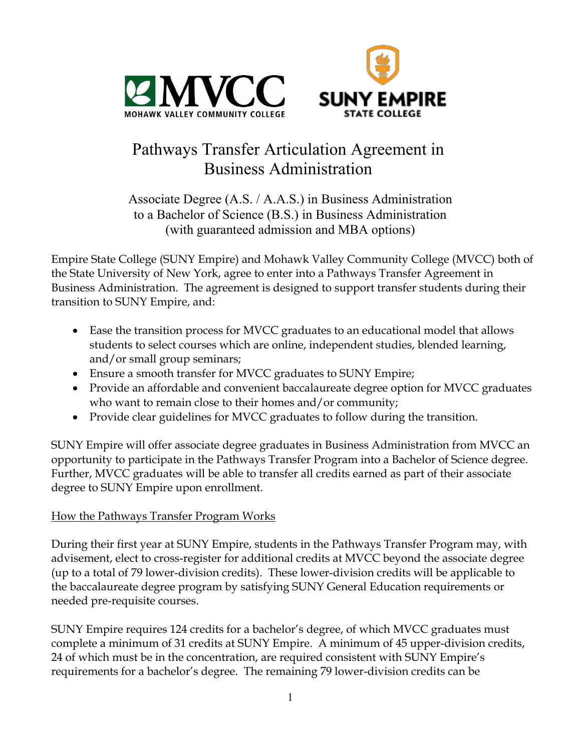# Pathways Transfer Articulation Agreement in Business Administration

Associate Degree (A.S. / A.A.S.) in Business Administration
to a Bachelor of Science (B.S.) in Business Administration
(with guaranteed admission and MBA options)

Empire State College (SUNY Empire) and Mohawk Valley Community College (MVCC) both of the State University of New York, agree to enter into a Pathways Transfer Agreement in Business Administration. The agreement is designed to support transfer students during their transition to SUNY Empire, and:

- Ease the transition process for MVCC graduates to an educational model that allows students to select courses which are online, independent studies, blended learning, and/or small group seminars;
- Ensure a smooth transfer for MVCC graduates to SUNY Empire;
- Provide an affordable and convenient baccalaureate degree option for MVCC graduates who want to remain close to their homes and/or community;
- Provide clear guidelines for MVCC graduates to follow during the transition.

SUNY Empire will offer associate degree graduates in Business Administration from MVCC an opportunity to participate in the Pathways Transfer Program into a Bachelor of Science degree. Further, MVCC graduates will be able to transfer all credits earned as part of their associate degree to SUNY Empire upon enrollment.

## How the Pathways Transfer Program Works

During their first year at SUNY Empire, students in the Pathways Transfer Program may, with advisement, elect to cross-register for additional credits at MVCC beyond the associate degree (up to a total of 79 lower-division credits). These lower-division credits will be applicable to the baccalaureate degree program by satisfying SUNY General Education requirements or needed pre-requisite courses.

SUNY Empire requires 124 credits for a bachelor's degree, of which MVCC graduates must complete a minimum of 31 credits at SUNY Empire. A minimum of 45 upper-division credits, 24 of which must be in the concentration, are required consistent with SUNY Empire's requirements for a bachelor's degree. The remaining 79 lower-division credits can be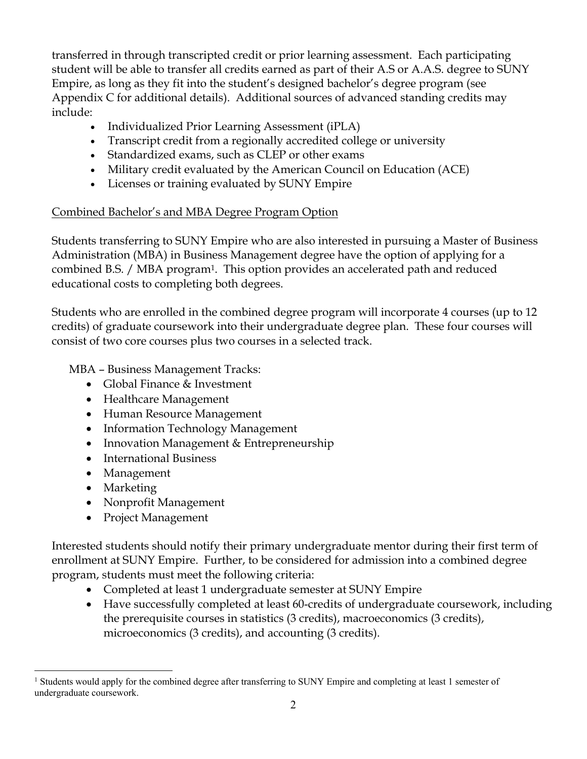transferred in through transcripted credit or prior learning assessment. Each participating student will be able to transfer all credits earned as part of their A.S or A.A.S. degree to SUNY Empire, as long as they fit into the student's designed bachelor's degree program (see Appendix C for additional details). Additional sources of advanced standing credits may include:

- Individualized Prior Learning Assessment (iPLA)
- Transcript credit from a regionally accredited college or university
- Standardized exams, such as CLEP or other exams
- Military credit evaluated by the American Council on Education (ACE)
- Licenses or training evaluated by SUNY Empire

<u>Combined Bachelor's and MBA Degree Program Option</u>

Students transferring to SUNY Empire who are also interested in pursuing a Master of Business Administration (MBA) in Business Management degree have the option of applying for a combined B.S. / MBA program[1]. This option provides an accelerated path and reduced educational costs to completing both degrees.

Students who are enrolled in the combined degree program will incorporate 4 courses (up to 12 credits) of graduate coursework into their undergraduate degree plan. These four courses will consist of two core courses plus two courses in a selected track.

MBA – Business Management Tracks:

- Global Finance & Investment
- Healthcare Management
- Human Resource Management
- Information Technology Management
- Innovation Management & Entrepreneurship
- International Business
- Management
- Marketing
- Nonprofit Management
- Project Management

Interested students should notify their primary undergraduate mentor during their first term of enrollment at SUNY Empire. Further, to be considered for admission into a combined degree program, students must meet the following criteria:

- Completed at least 1 undergraduate semester at SUNY Empire
- Have successfully completed at least 60-credits of undergraduate coursework, including the prerequisite courses in statistics (3 credits), macroeconomics (3 credits), microeconomics (3 credits), and accounting (3 credits).

[1] Students would apply for the combined degree after transferring to SUNY Empire and completing at least 1 semester of undergraduate coursework.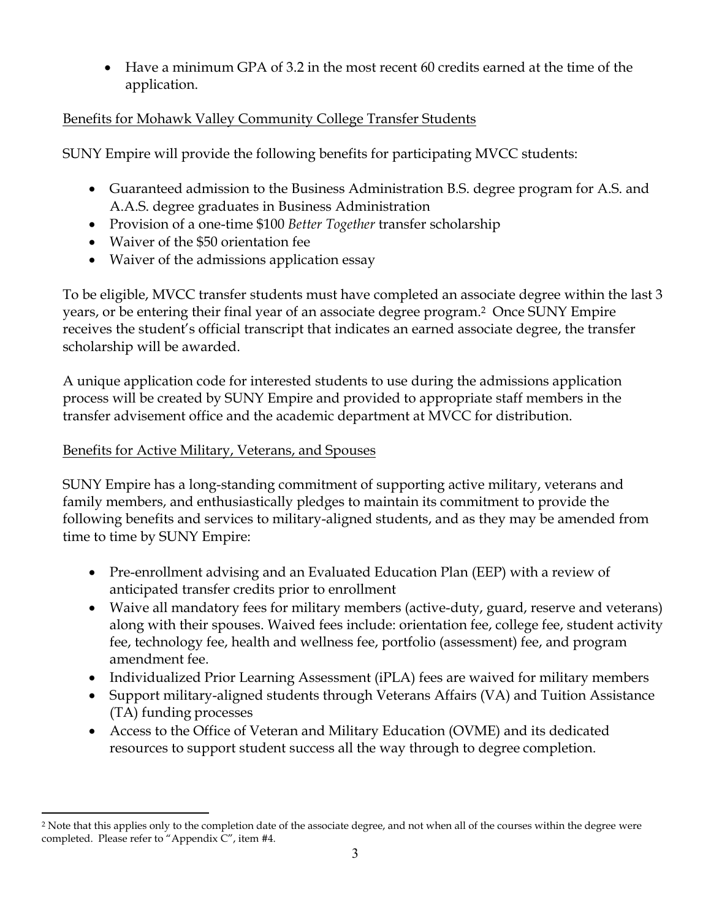- Have a minimum GPA of 3.2 in the most recent 60 credits earned at the time of the application.

Benefits for Mohawk Valley Community College Transfer Students

SUNY Empire will provide the following benefits for participating MVCC students:

- Guaranteed admission to the Business Administration B.S. degree program for A.S. and A.A.S. degree graduates in Business Administration
- Provision of a one-time $100 *Better Together* transfer scholarship
- Waiver of the $50 orientation fee
- Waiver of the admissions application essay

To be eligible, MVCC transfer students must have completed an associate degree within the last 3 years, or be entering their final year of an associate degree program.[2] Once SUNY Empire receives the student's official transcript that indicates an earned associate degree, the transfer scholarship will be awarded.

A unique application code for interested students to use during the admissions application process will be created by SUNY Empire and provided to appropriate staff members in the transfer advisement office and the academic department at MVCC for distribution.

Benefits for Active Military, Veterans, and Spouses

SUNY Empire has a long-standing commitment of supporting active military, veterans and family members, and enthusiastically pledges to maintain its commitment to provide the following benefits and services to military-aligned students, and as they may be amended from time to time by SUNY Empire:

- Pre-enrollment advising and an Evaluated Education Plan (EEP) with a review of anticipated transfer credits prior to enrollment
- Waive all mandatory fees for military members (active-duty, guard, reserve and veterans) along with their spouses. Waived fees include: orientation fee, college fee, student activity fee, technology fee, health and wellness fee, portfolio (assessment) fee, and program amendment fee.
- Individualized Prior Learning Assessment (iPLA) fees are waived for military members
- Support military-aligned students through Veterans Affairs (VA) and Tuition Assistance (TA) funding processes
- Access to the Office of Veteran and Military Education (OVME) and its dedicated resources to support student success all the way through to degree completion.

[2] Note that this applies only to the completion date of the associate degree, and not when all of the courses within the degree were completed. Please refer to "Appendix C", item #4.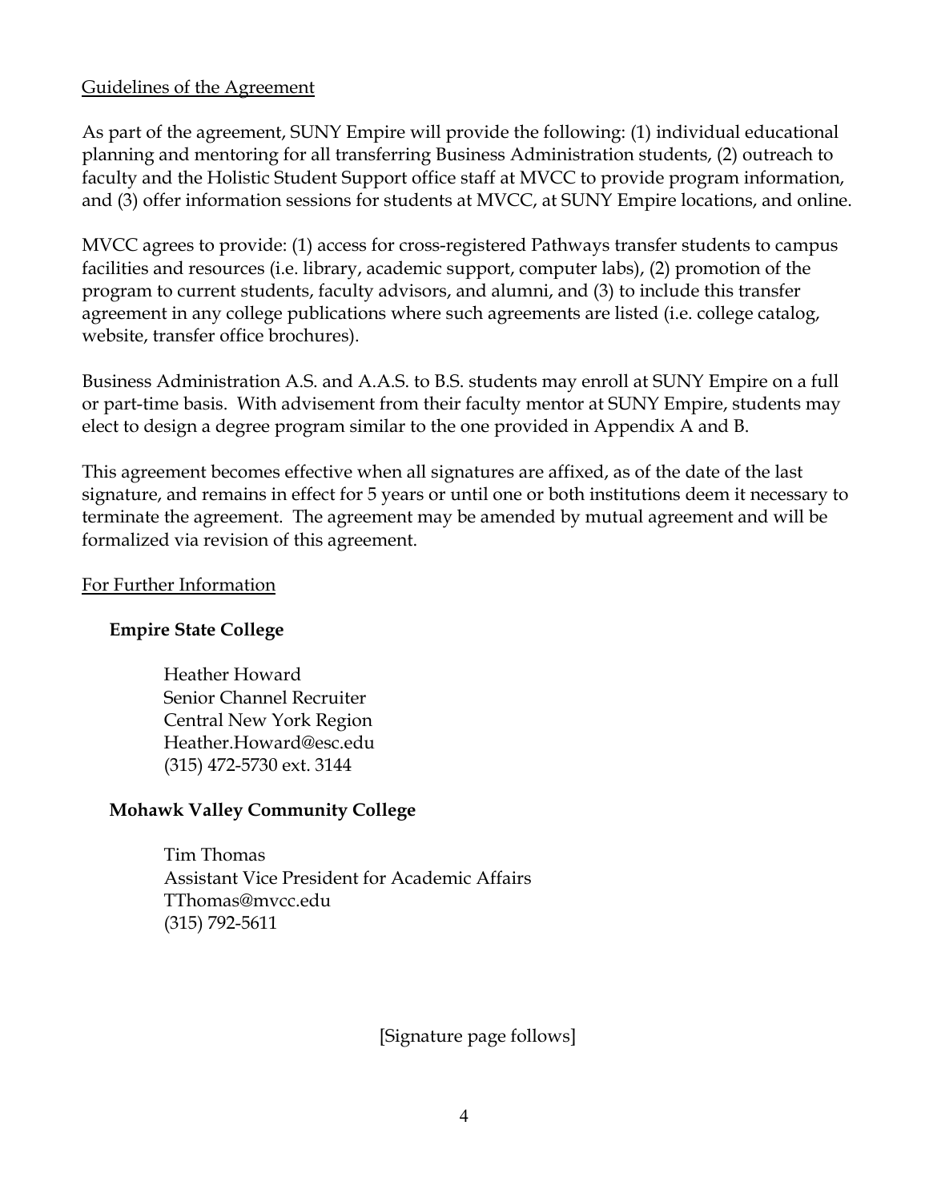Guidelines of the Agreement

As part of the agreement, SUNY Empire will provide the following: (1) individual educational planning and mentoring for all transferring Business Administration students, (2) outreach to faculty and the Holistic Student Support office staff at MVCC to provide program information, and (3) offer information sessions for students at MVCC, at SUNY Empire locations, and online.

MVCC agrees to provide: (1) access for cross-registered Pathways transfer students to campus facilities and resources (i.e. library, academic support, computer labs), (2) promotion of the program to current students, faculty advisors, and alumni, and (3) to include this transfer agreement in any college publications where such agreements are listed (i.e. college catalog, website, transfer office brochures).

Business Administration A.S. and A.A.S. to B.S. students may enroll at SUNY Empire on a full or part-time basis. With advisement from their faculty mentor at SUNY Empire, students may elect to design a degree program similar to the one provided in Appendix A and B.

This agreement becomes effective when all signatures are affixed, as of the date of the last signature, and remains in effect for 5 years or until one or both institutions deem it necessary to terminate the agreement. The agreement may be amended by mutual agreement and will be formalized via revision of this agreement.

For Further Information

**Empire State College**

Heather Howard
Senior Channel Recruiter
Central New York Region
Heather.Howard@esc.edu
(315) 472-5730 ext. 3144

**Mohawk Valley Community College**

Tim Thomas
Assistant Vice President for Academic Affairs
TThomas@mvcc.edu
(315) 792-5611

[Signature page follows]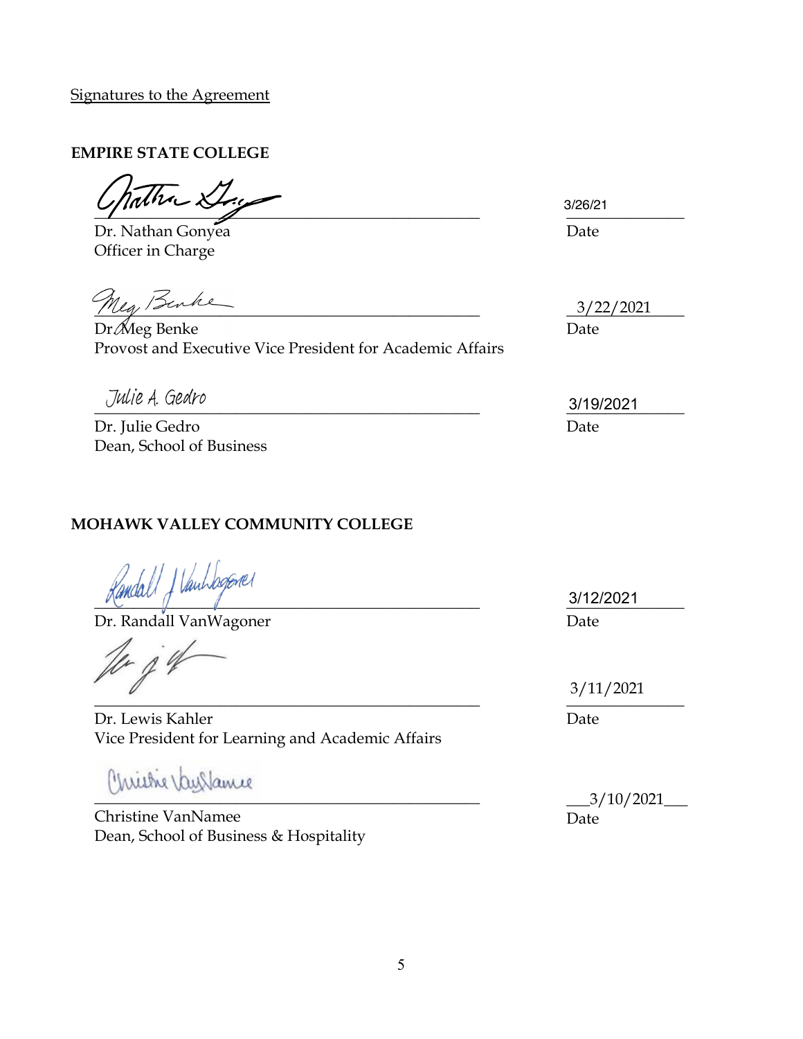Signatures to the Agreement

**EMPIRE STATE COLLEGE**

_______________________________________________ 3/26/21
Dr. Nathan Gonyea
Officer in Charge
Date

_______________________________________________ 3/22/2021
Dr. Meg Benke
Provost and Executive Vice President for Academic Affairs
Date

Julie A. Gedro
_______________________________________________ 3/19/2021
Dr. Julie Gedro
Dean, School of Business
Date

**MOHAWK VALLEY COMMUNITY COLLEGE**

_______________________________________________ 3/12/2021
Dr. Randall VanWagoner
Date

_______________________________________________ 3/11/2021
Dr. Lewis Kahler
Vice President for Learning and Academic Affairs
Date

_______________________________________________ 3/10/2021
Christine VanNamee
Dean, School of Business & Hospitality
Date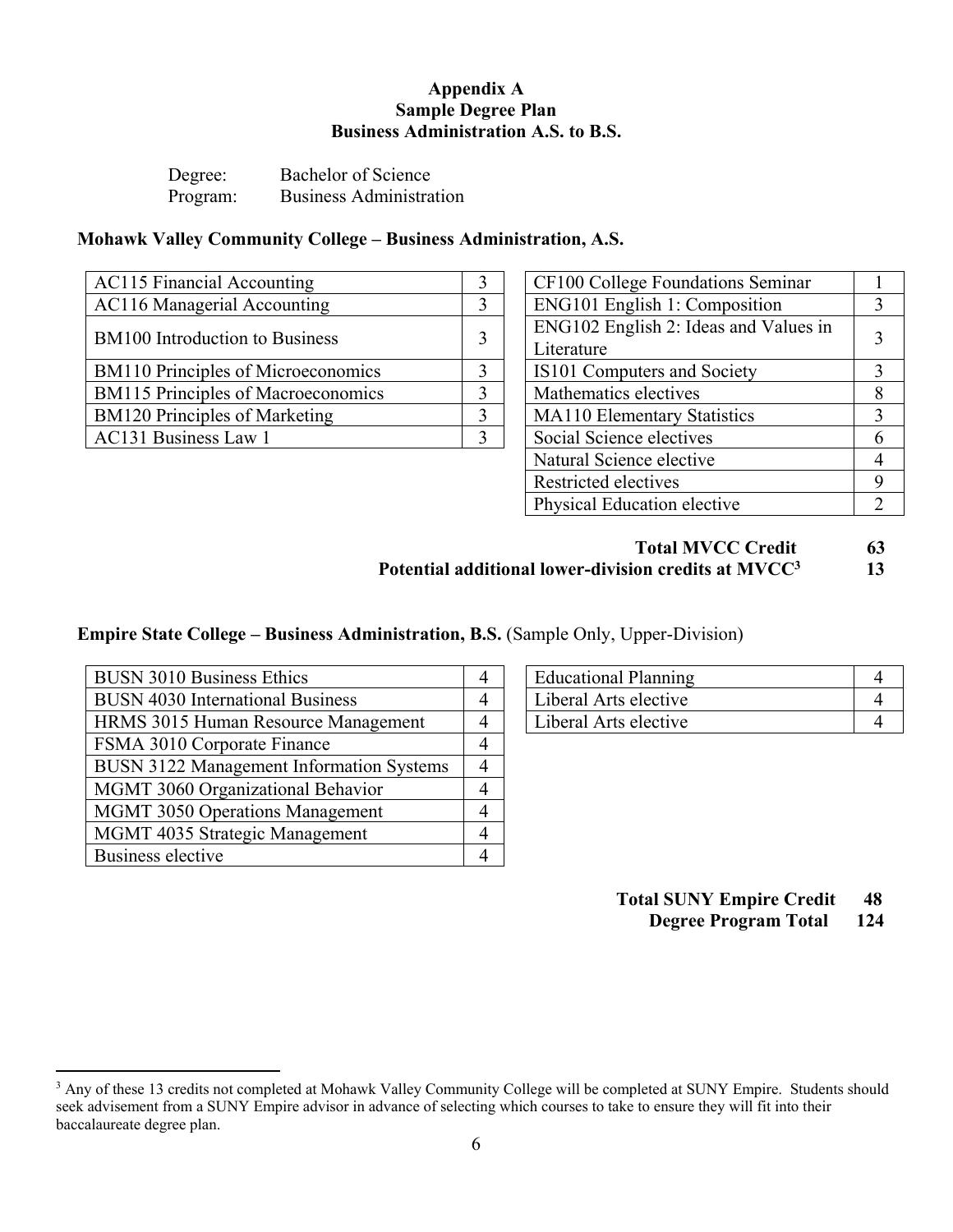# Appendix A
## Sample Degree Plan
## Business Administration A.S. to B.S.

Degree: Bachelor of Science
Program: Business Administration

**Mohawk Valley Community College – Business Administration, A.S.**

| Course | Credits |
|---|---|
| AC115 Financial Accounting | 3 |
| AC116 Managerial Accounting | 3 |
| BM100 Introduction to Business | 3 |
| BM110 Principles of Microeconomics | 3 |
| BM115 Principles of Macroeconomics | 3 |
| BM120 Principles of Marketing | 3 |
| AC131 Business Law 1 | 3 |

| Course | Credits |
|---|---|
| CF100 College Foundations Seminar | 1 |
| ENG101 English 1: Composition | 3 |
| ENG102 English 2: Ideas and Values in Literature | 3 |
| IS101 Computers and Society | 3 |
| Mathematics electives | 8 |
| MA110 Elementary Statistics | 3 |
| Social Science electives | 6 |
| Natural Science elective | 4 |
| Restricted electives | 9 |
| Physical Education elective | 2 |

**Total MVCC Credit 63**
**Potential additional lower-division credits at MVCC[3] 13**

**Empire State College – Business Administration, B.S.** (Sample Only, Upper-Division)

| Course | Credits |
|---|---|
| BUSN 3010 Business Ethics | 4 |
| BUSN 4030 International Business | 4 |
| HRMS 3015 Human Resource Management | 4 |
| FSMA 3010 Corporate Finance | 4 |
| BUSN 3122 Management Information Systems | 4 |
| MGMT 3060 Organizational Behavior | 4 |
| MGMT 3050 Operations Management | 4 |
| MGMT 4035 Strategic Management | 4 |
| Business elective | 4 |

| Course | Credits |
|---|---|
| Educational Planning | 4 |
| Liberal Arts elective | 4 |
| Liberal Arts elective | 4 |

**Total SUNY Empire Credit 48**
**Degree Program Total 124**

[3] Any of these 13 credits not completed at Mohawk Valley Community College will be completed at SUNY Empire. Students should seek advisement from a SUNY Empire advisor in advance of selecting which courses to take to ensure they will fit into their baccalaureate degree plan.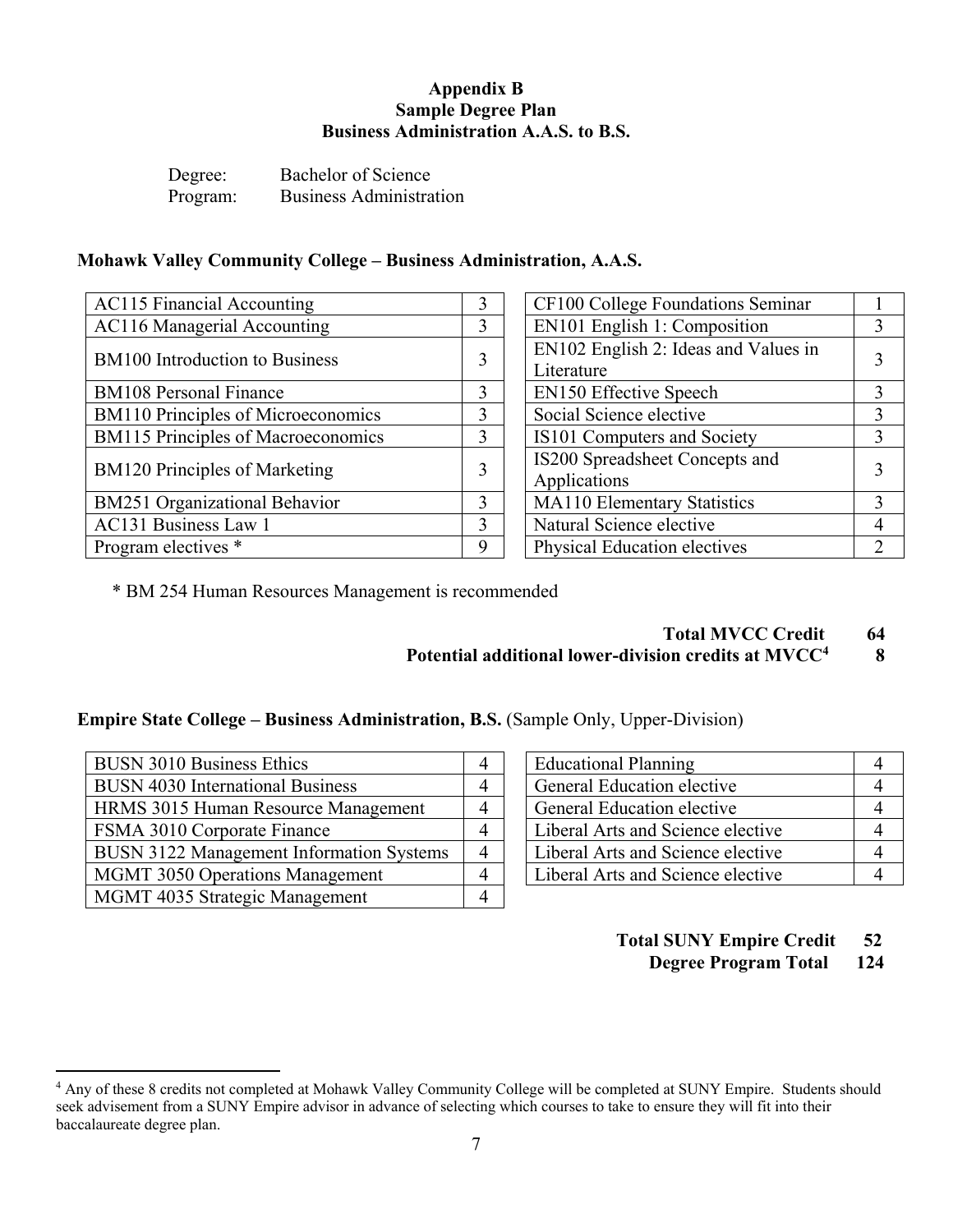# Appendix B
## Sample Degree Plan
## Business Administration A.A.S. to B.S.

Degree: Bachelor of Science
Program: Business Administration

### Mohawk Valley Community College – Business Administration, A.A.S.

| | |
|---|---|
| AC115 Financial Accounting | 3 |
| AC116 Managerial Accounting | 3 |
| BM100 Introduction to Business | 3 |
| BM108 Personal Finance | 3 |
| BM110 Principles of Microeconomics | 3 |
| BM115 Principles of Macroeconomics | 3 |
| BM120 Principles of Marketing | 3 |
| BM251 Organizational Behavior | 3 |
| AC131 Business Law 1 | 3 |
| Program electives * | 9 |

| | |
|---|---|
| CF100 College Foundations Seminar | 1 |
| EN101 English 1: Composition | 3 |
| EN102 English 2: Ideas and Values in Literature | 3 |
| EN150 Effective Speech | 3 |
| Social Science elective | 3 |
| IS101 Computers and Society | 3 |
| IS200 Spreadsheet Concepts and Applications | 3 |
| MA110 Elementary Statistics | 3 |
| Natural Science elective | 4 |
| Physical Education electives | 2 |

\* BM 254 Human Resources Management is recommended

**Total MVCC Credit 64**
**Potential additional lower-division credits at MVCC[4] 8**

### Empire State College – Business Administration, B.S. (Sample Only, Upper-Division)

| | |
|---|---|
| BUSN 3010 Business Ethics | 4 |
| BUSN 4030 International Business | 4 |
| HRMS 3015 Human Resource Management | 4 |
| FSMA 3010 Corporate Finance | 4 |
| BUSN 3122 Management Information Systems | 4 |
| MGMT 3050 Operations Management | 4 |
| MGMT 4035 Strategic Management | 4 |

| | |
|---|---|
| Educational Planning | 4 |
| General Education elective | 4 |
| General Education elective | 4 |
| Liberal Arts and Science elective | 4 |
| Liberal Arts and Science elective | 4 |
| Liberal Arts and Science elective | 4 |

**Total SUNY Empire Credit 52**
**Degree Program Total 124**

---

[4] Any of these 8 credits not completed at Mohawk Valley Community College will be completed at SUNY Empire. Students should seek advisement from a SUNY Empire advisor in advance of selecting which courses to take to ensure they will fit into their baccalaureate degree plan.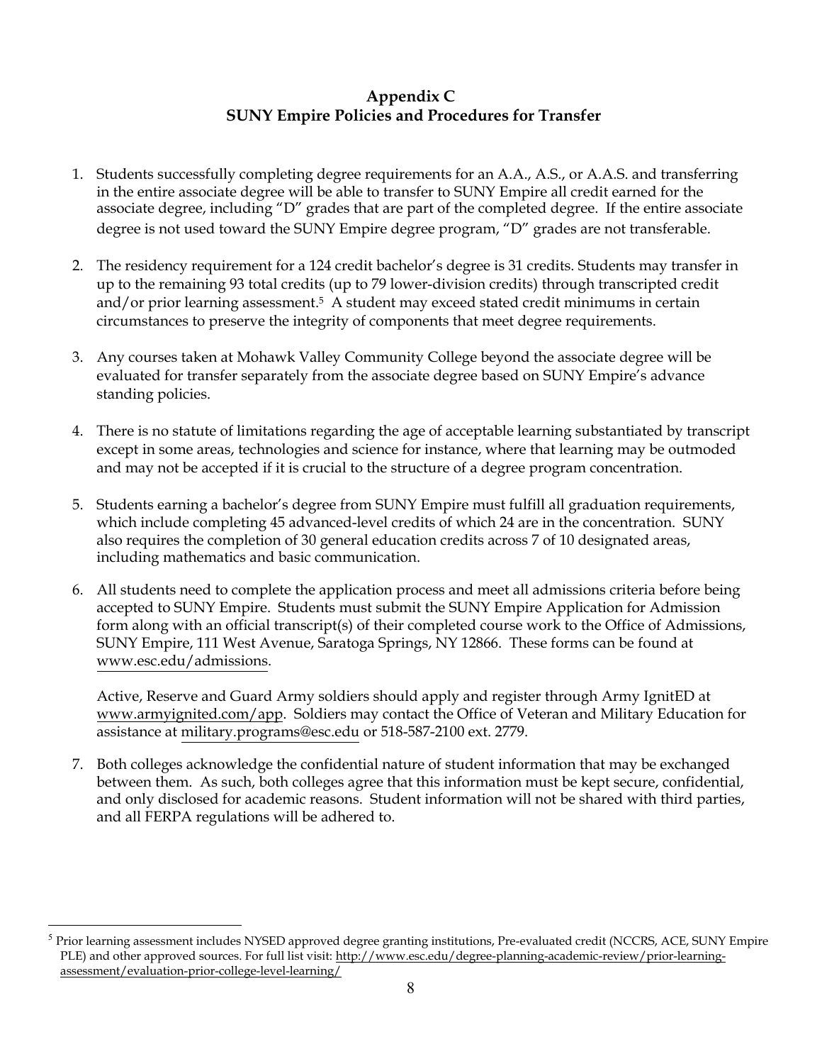## Appendix C
## SUNY Empire Policies and Procedures for Transfer

1. Students successfully completing degree requirements for an A.A., A.S., or A.A.S. and transferring in the entire associate degree will be able to transfer to SUNY Empire all credit earned for the associate degree, including "D" grades that are part of the completed degree. If the entire associate degree is not used toward the SUNY Empire degree program, "D" grades are not transferable.

2. The residency requirement for a 124 credit bachelor's degree is 31 credits. Students may transfer in up to the remaining 93 total credits (up to 79 lower-division credits) through transcripted credit and/or prior learning assessment.[5] A student may exceed stated credit minimums in certain circumstances to preserve the integrity of components that meet degree requirements.

3. Any courses taken at Mohawk Valley Community College beyond the associate degree will be evaluated for transfer separately from the associate degree based on SUNY Empire's advance standing policies.

4. There is no statute of limitations regarding the age of acceptable learning substantiated by transcript except in some areas, technologies and science for instance, where that learning may be outmoded and may not be accepted if it is crucial to the structure of a degree program concentration.

5. Students earning a bachelor's degree from SUNY Empire must fulfill all graduation requirements, which include completing 45 advanced-level credits of which 24 are in the concentration. SUNY also requires the completion of 30 general education credits across 7 of 10 designated areas, including mathematics and basic communication.

6. All students need to complete the application process and meet all admissions criteria before being accepted to SUNY Empire. Students must submit the SUNY Empire Application for Admission form along with an official transcript(s) of their completed course work to the Office of Admissions, SUNY Empire, 111 West Avenue, Saratoga Springs, NY 12866. These forms can be found at www.esc.edu/admissions.

   Active, Reserve and Guard Army soldiers should apply and register through Army IgnitED at www.armyignited.com/app. Soldiers may contact the Office of Veteran and Military Education for assistance at military.programs@esc.edu or 518-587-2100 ext. 2779.

7. Both colleges acknowledge the confidential nature of student information that may be exchanged between them. As such, both colleges agree that this information must be kept secure, confidential, and only disclosed for academic reasons. Student information will not be shared with third parties, and all FERPA regulations will be adhered to.

---

[5] Prior learning assessment includes NYSED approved degree granting institutions, Pre-evaluated credit (NCCRS, ACE, SUNY Empire PLE) and other approved sources. For full list visit: http://www.esc.edu/degree-planning-academic-review/prior-learning-assessment/evaluation-prior-college-level-learning/